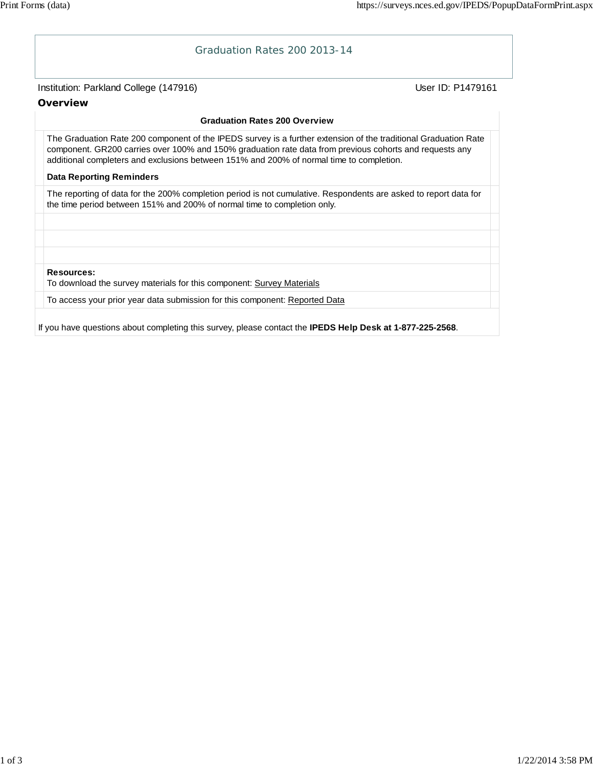# Graduation Rates 200 2013-14

Institution: Parkland College (147916)

User ID: P1479161

## Overview

**Graduation Rates 200 Overview**

The Graduation Rate 200 component of the IPEDS survey is a further extension of the traditional Graduation Rate component. GR200 carries over 100% and 150% graduation rate data from previous cohorts and requests any additional completers and exclusions between 151% and 200% of normal time to completion.

**Data Reporting Reminders**

The reporting of data for the 200% completion period is not cumulative. Respondents are asked to report data for the time period between 151% and 200% of normal time to completion only.

**Resources:**

To download the survey materials for this component: Survey Materials

To access your prior year data submission for this component: Reported Data

If you have questions about completing this survey, please contact the **IPEDS Help Desk at 1-877-225-2568**.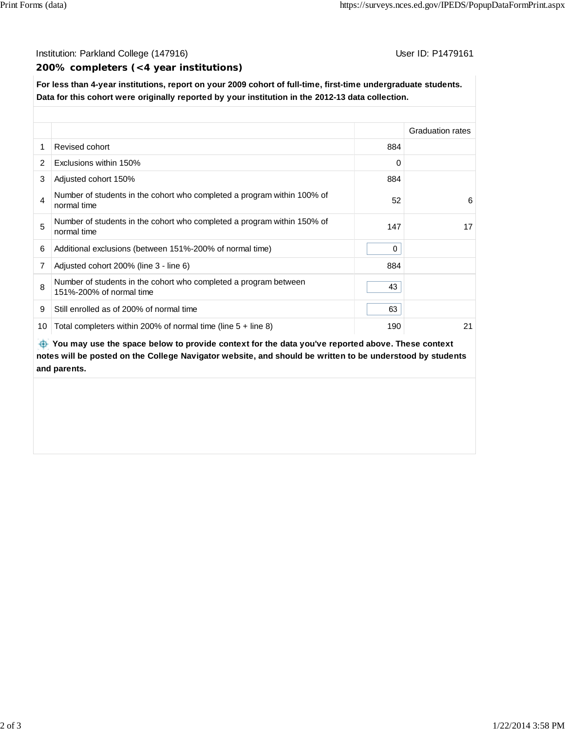Institution: Parkland College (147916)

User ID: P1479161

## 200% completers (<4 year institutions)

**For less than 4-year institutions, report on your 2009 cohort of full-time, first-time undergraduate students. Data for this cohort were originally reported by your institution in the 2012-13 data collection.**

| | | | Graduation rates |
|---|---|---|---|
| 1 | Revised cohort | 884 | |
| 2 | Exclusions within 150% | 0 | |
| 3 | Adjusted cohort 150% | 884 | |
| 4 | Number of students in the cohort who completed a program within 100% of normal time | 52 | 6 |
| 5 | Number of students in the cohort who completed a program within 150% of normal time | 147 | 17 |
| 6 | Additional exclusions (between 151%-200% of normal time) | 0 | |
| 7 | Adjusted cohort 200% (line 3 - line 6) | 884 | |
| 8 | Number of students in the cohort who completed a program between 151%-200% of normal time | 43 | |
| 9 | Still enrolled as of 200% of normal time | 63 | |
| 10 | Total completers within 200% of normal time (line 5 + line 8) | 190 | 21 |

**You may use the space below to provide context for the data you've reported above. These context notes will be posted on the College Navigator website, and should be written to be understood by students and parents.**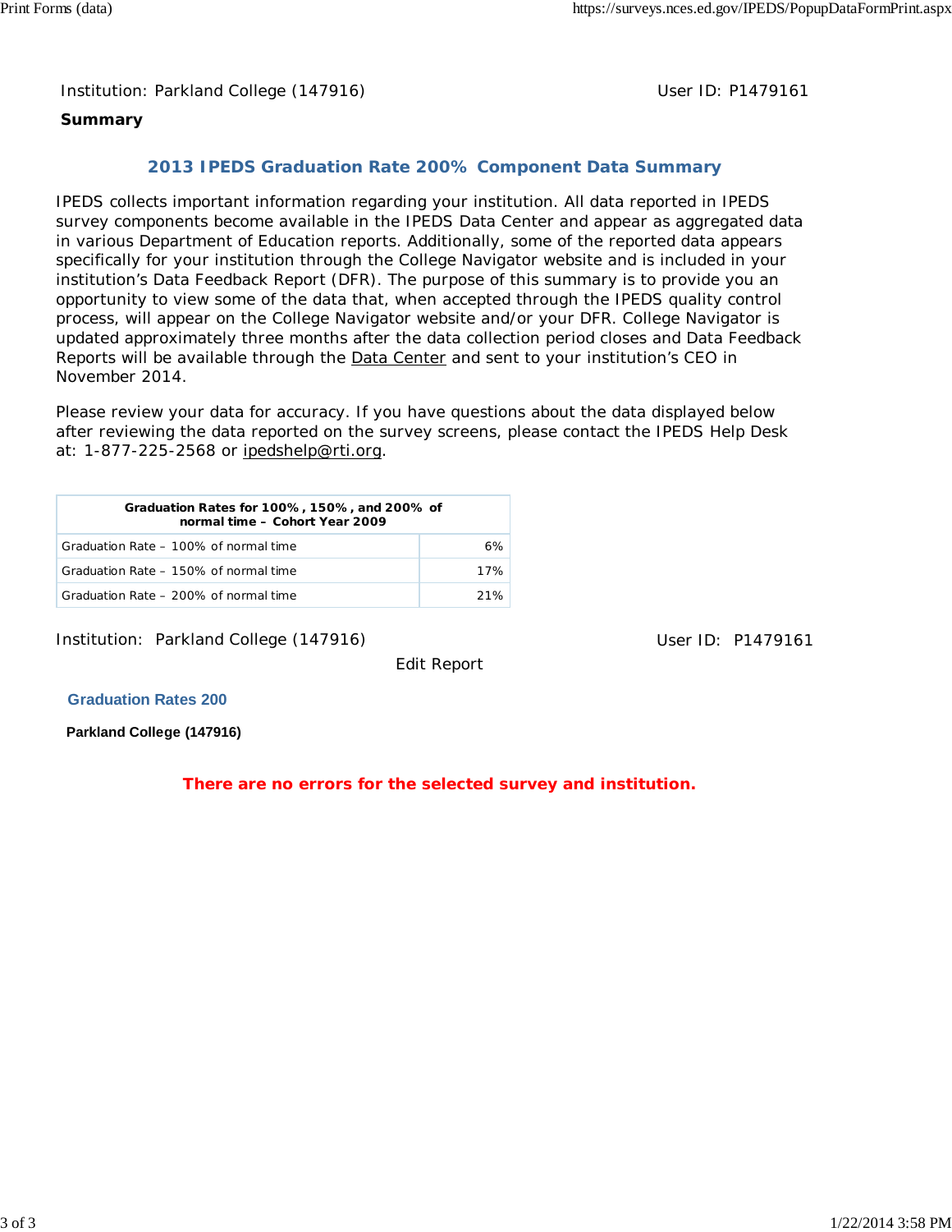Institution: Parkland College (147916) User ID: P1479161

**Summary**

## 2013 IPEDS Graduation Rate 200% Component Data Summary

IPEDS collects important information regarding your institution. All data reported in IPEDS survey components become available in the IPEDS Data Center and appear as aggregated data in various Department of Education reports. Additionally, some of the reported data appears specifically for your institution through the College Navigator website and is included in your institution's Data Feedback Report (DFR). The purpose of this summary is to provide you an opportunity to view some of the data that, when accepted through the IPEDS quality control process, will appear on the College Navigator website and/or your DFR. College Navigator is updated approximately three months after the data collection period closes and Data Feedback Reports will be available through the Data Center and sent to your institution's CEO in November 2014.

Please review your data for accuracy. If you have questions about the data displayed below after reviewing the data reported on the survey screens, please contact the IPEDS Help Desk at: 1-877-225-2568 or ipedshelp@rti.org.

| Graduation Rates for 100%, 150%, and 200% of normal time – Cohort Year 2009 | |
|---|---|
| Graduation Rate – 100% of normal time | 6% |
| Graduation Rate – 150% of normal time | 17% |
| Graduation Rate – 200% of normal time | 21% |

Institution: Parkland College (147916) User ID: P1479161

Edit Report

### Graduation Rates 200

**Parkland College (147916)**

**There are no errors for the selected survey and institution.**